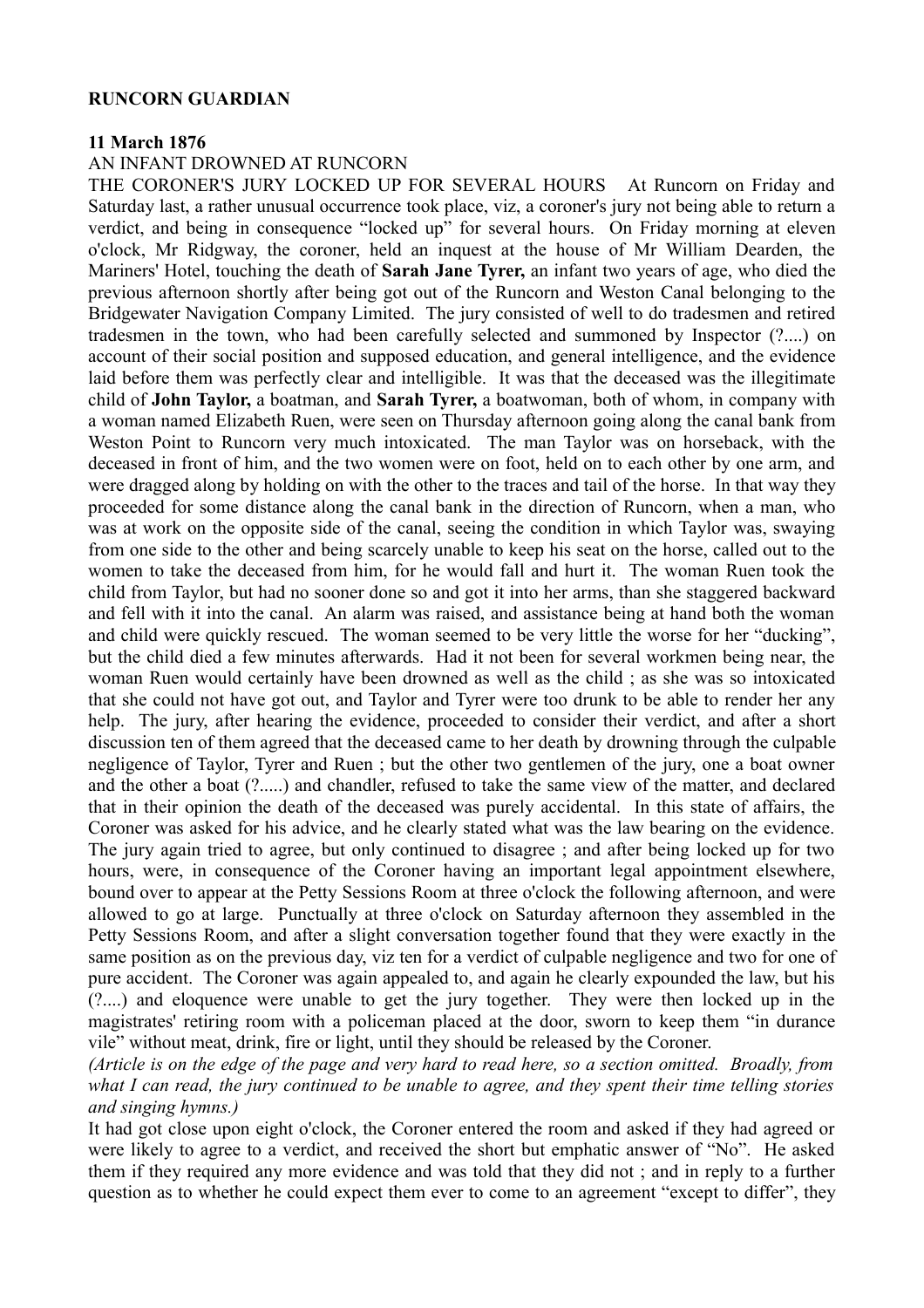**RUNCORN GUARDIAN**

**11 March 1876**

AN INFANT DROWNED AT RUNCORN

THE CORONER'S JURY LOCKED UP FOR SEVERAL HOURS At Runcorn on Friday and Saturday last, a rather unusual occurrence took place, viz, a coroner's jury not being able to return a verdict, and being in consequence "locked up" for several hours. On Friday morning at eleven o'clock, Mr Ridgway, the coroner, held an inquest at the house of Mr William Dearden, the Mariners' Hotel, touching the death of **Sarah Jane Tyrer,** an infant two years of age, who died the previous afternoon shortly after being got out of the Runcorn and Weston Canal belonging to the Bridgewater Navigation Company Limited. The jury consisted of well to do tradesmen and retired tradesmen in the town, who had been carefully selected and summoned by Inspector (?....) on account of their social position and supposed education, and general intelligence, and the evidence laid before them was perfectly clear and intelligible. It was that the deceased was the illegitimate child of **John Taylor,** a boatman, and **Sarah Tyrer,** a boatwoman, both of whom, in company with a woman named Elizabeth Ruen, were seen on Thursday afternoon going along the canal bank from Weston Point to Runcorn very much intoxicated. The man Taylor was on horseback, with the deceased in front of him, and the two women were on foot, held on to each other by one arm, and were dragged along by holding on with the other to the traces and tail of the horse. In that way they proceeded for some distance along the canal bank in the direction of Runcorn, when a man, who was at work on the opposite side of the canal, seeing the condition in which Taylor was, swaying from one side to the other and being scarcely unable to keep his seat on the horse, called out to the women to take the deceased from him, for he would fall and hurt it. The woman Ruen took the child from Taylor, but had no sooner done so and got it into her arms, than she staggered backward and fell with it into the canal. An alarm was raised, and assistance being at hand both the woman and child were quickly rescued. The woman seemed to be very little the worse for her "ducking", but the child died a few minutes afterwards. Had it not been for several workmen being near, the woman Ruen would certainly have been drowned as well as the child ; as she was so intoxicated that she could not have got out, and Taylor and Tyrer were too drunk to be able to render her any help. The jury, after hearing the evidence, proceeded to consider their verdict, and after a short discussion ten of them agreed that the deceased came to her death by drowning through the culpable negligence of Taylor, Tyrer and Ruen ; but the other two gentlemen of the jury, one a boat owner and the other a boat (?.....) and chandler, refused to take the same view of the matter, and declared that in their opinion the death of the deceased was purely accidental. In this state of affairs, the Coroner was asked for his advice, and he clearly stated what was the law bearing on the evidence. The jury again tried to agree, but only continued to disagree ; and after being locked up for two hours, were, in consequence of the Coroner having an important legal appointment elsewhere, bound over to appear at the Petty Sessions Room at three o'clock the following afternoon, and were allowed to go at large. Punctually at three o'clock on Saturday afternoon they assembled in the Petty Sessions Room, and after a slight conversation together found that they were exactly in the same position as on the previous day, viz ten for a verdict of culpable negligence and two for one of pure accident. The Coroner was again appealed to, and again he clearly expounded the law, but his (?....) and eloquence were unable to get the jury together. They were then locked up in the magistrates' retiring room with a policeman placed at the door, sworn to keep them "in durance vile" without meat, drink, fire or light, until they should be released by the Coroner.

*(Article is on the edge of the page and very hard to read here, so a section omitted. Broadly, from what I can read, the jury continued to be unable to agree, and they spent their time telling stories and singing hymns.)*

It had got close upon eight o'clock, the Coroner entered the room and asked if they had agreed or were likely to agree to a verdict, and received the short but emphatic answer of "No". He asked them if they required any more evidence and was told that they did not ; and in reply to a further question as to whether he could expect them ever to come to an agreement "except to differ", they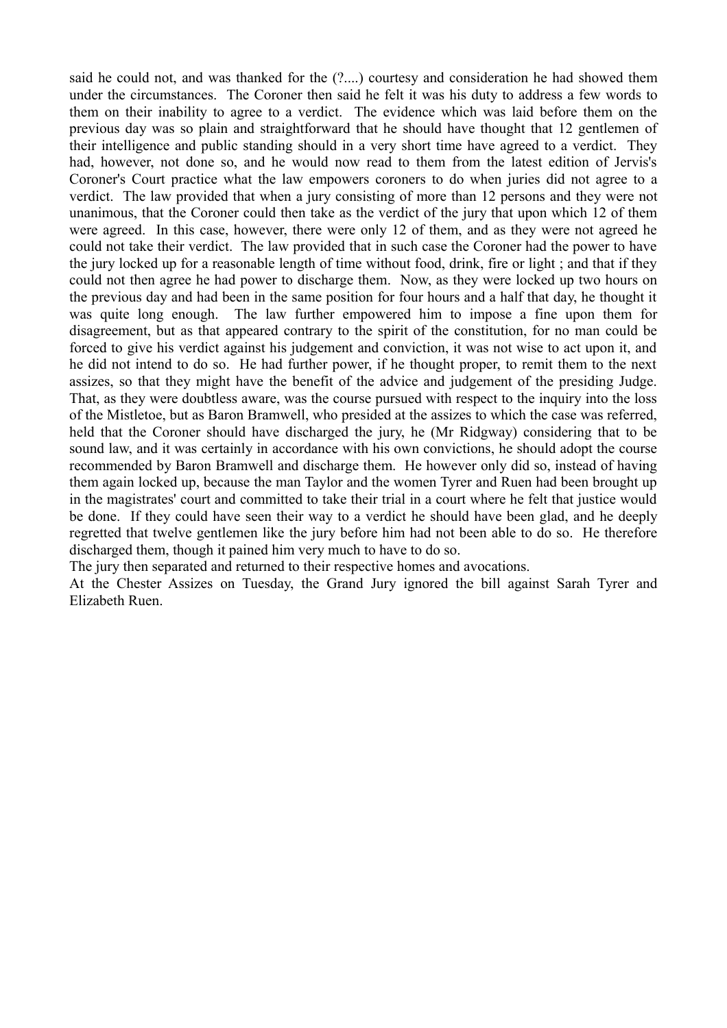said he could not, and was thanked for the (?....) courtesy and consideration he had showed them under the circumstances. The Coroner then said he felt it was his duty to address a few words to them on their inability to agree to a verdict. The evidence which was laid before them on the previous day was so plain and straightforward that he should have thought that 12 gentlemen of their intelligence and public standing should in a very short time have agreed to a verdict. They had, however, not done so, and he would now read to them from the latest edition of Jervis's Coroner's Court practice what the law empowers coroners to do when juries did not agree to a verdict. The law provided that when a jury consisting of more than 12 persons and they were not unanimous, that the Coroner could then take as the verdict of the jury that upon which 12 of them were agreed. In this case, however, there were only 12 of them, and as they were not agreed he could not take their verdict. The law provided that in such case the Coroner had the power to have the jury locked up for a reasonable length of time without food, drink, fire or light ; and that if they could not then agree he had power to discharge them. Now, as they were locked up two hours on the previous day and had been in the same position for four hours and a half that day, he thought it was quite long enough. The law further empowered him to impose a fine upon them for disagreement, but as that appeared contrary to the spirit of the constitution, for no man could be forced to give his verdict against his judgement and conviction, it was not wise to act upon it, and he did not intend to do so. He had further power, if he thought proper, to remit them to the next assizes, so that they might have the benefit of the advice and judgement of the presiding Judge. That, as they were doubtless aware, was the course pursued with respect to the inquiry into the loss of the Mistletoe, but as Baron Bramwell, who presided at the assizes to which the case was referred, held that the Coroner should have discharged the jury, he (Mr Ridgway) considering that to be sound law, and it was certainly in accordance with his own convictions, he should adopt the course recommended by Baron Bramwell and discharge them. He however only did so, instead of having them again locked up, because the man Taylor and the women Tyrer and Ruen had been brought up in the magistrates' court and committed to take their trial in a court where he felt that justice would be done. If they could have seen their way to a verdict he should have been glad, and he deeply regretted that twelve gentlemen like the jury before him had not been able to do so. He therefore discharged them, though it pained him very much to have to do so.

The jury then separated and returned to their respective homes and avocations.

At the Chester Assizes on Tuesday, the Grand Jury ignored the bill against Sarah Tyrer and Elizabeth Ruen.